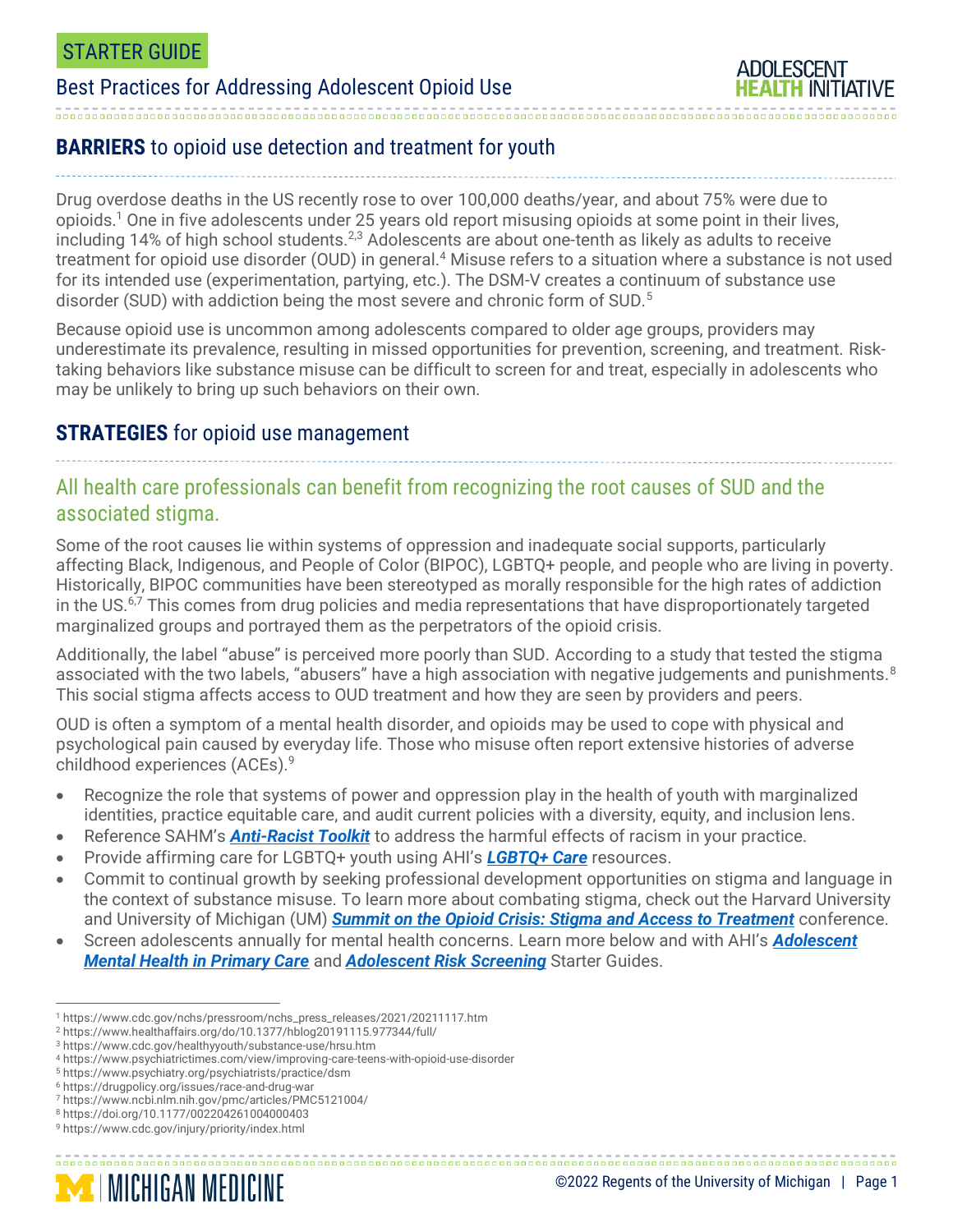STARTER GUIDE

Best Practices for Addressing Adolescent Opioid Use

## **BARRIERS** to opioid use detection and treatment for youth

Drug overdose deaths in the US recently rose to over 100,000 deaths/year, and about 75% were due to opioids.[1] One in five adolescents under 25 years old report misusing opioids at some point in their lives, including 14% of high school students.[2,3] Adolescents are about one-tenth as likely as adults to receive treatment for opioid use disorder (OUD) in general.[4] Misuse refers to a situation where a substance is not used for its intended use (experimentation, partying, etc.). The DSM-V creates a continuum of substance use disorder (SUD) with addiction being the most severe and chronic form of SUD.[5]

Because opioid use is uncommon among adolescents compared to older age groups, providers may underestimate its prevalence, resulting in missed opportunities for prevention, screening, and treatment. Risk-taking behaviors like substance misuse can be difficult to screen for and treat, especially in adolescents who may be unlikely to bring up such behaviors on their own.

## **STRATEGIES** for opioid use management

### All health care professionals can benefit from recognizing the root causes of SUD and the associated stigma.

Some of the root causes lie within systems of oppression and inadequate social supports, particularly affecting Black, Indigenous, and People of Color (BIPOC), LGBTQ+ people, and people who are living in poverty. Historically, BIPOC communities have been stereotyped as morally responsible for the high rates of addiction in the US.[6,7] This comes from drug policies and media representations that have disproportionately targeted marginalized groups and portrayed them as the perpetrators of the opioid crisis.

Additionally, the label "abuse" is perceived more poorly than SUD. According to a study that tested the stigma associated with the two labels, "abusers" have a high association with negative judgements and punishments.[8] This social stigma affects access to OUD treatment and how they are seen by providers and peers.

OUD is often a symptom of a mental health disorder, and opioids may be used to cope with physical and psychological pain caused by everyday life. Those who misuse often report extensive histories of adverse childhood experiences (ACEs).[9]

- Recognize the role that systems of power and oppression play in the health of youth with marginalized identities, practice equitable care, and audit current policies with a diversity, equity, and inclusion lens.
- Reference SAHM's ***Anti-Racist Toolkit*** to address the harmful effects of racism in your practice.
- Provide affirming care for LGBTQ+ youth using AHI's ***LGBTQ+ Care*** resources.
- Commit to continual growth by seeking professional development opportunities on stigma and language in the context of substance misuse. To learn more about combating stigma, check out the Harvard University and University of Michigan (UM) ***Summit on the Opioid Crisis: Stigma and Access to Treatment*** conference.
- Screen adolescents annually for mental health concerns. Learn more below and with AHI's ***Adolescent Mental Health in Primary Care*** and ***Adolescent Risk Screening*** Starter Guides.

---

[1] https://www.cdc.gov/nchs/pressroom/nchs_press_releases/2021/20211117.htm
[2] https://www.healthaffairs.org/do/10.1377/hblog20191115.977344/full/
[3] https://www.cdc.gov/healthyyouth/substance-use/hrsu.htm
[4] https://www.psychiatrictimes.com/view/improving-care-teens-with-opioid-use-disorder
[5] https://www.psychiatry.org/psychiatrists/practice/dsm
[6] https://drugpolicy.org/issues/race-and-drug-war
[7] https://www.ncbi.nlm.nih.gov/pmc/articles/PMC5121004/
[8] https://doi.org/10.1177/002204261004000403
[9] https://www.cdc.gov/injury/priority/index.html

©2022 Regents of the University of Michigan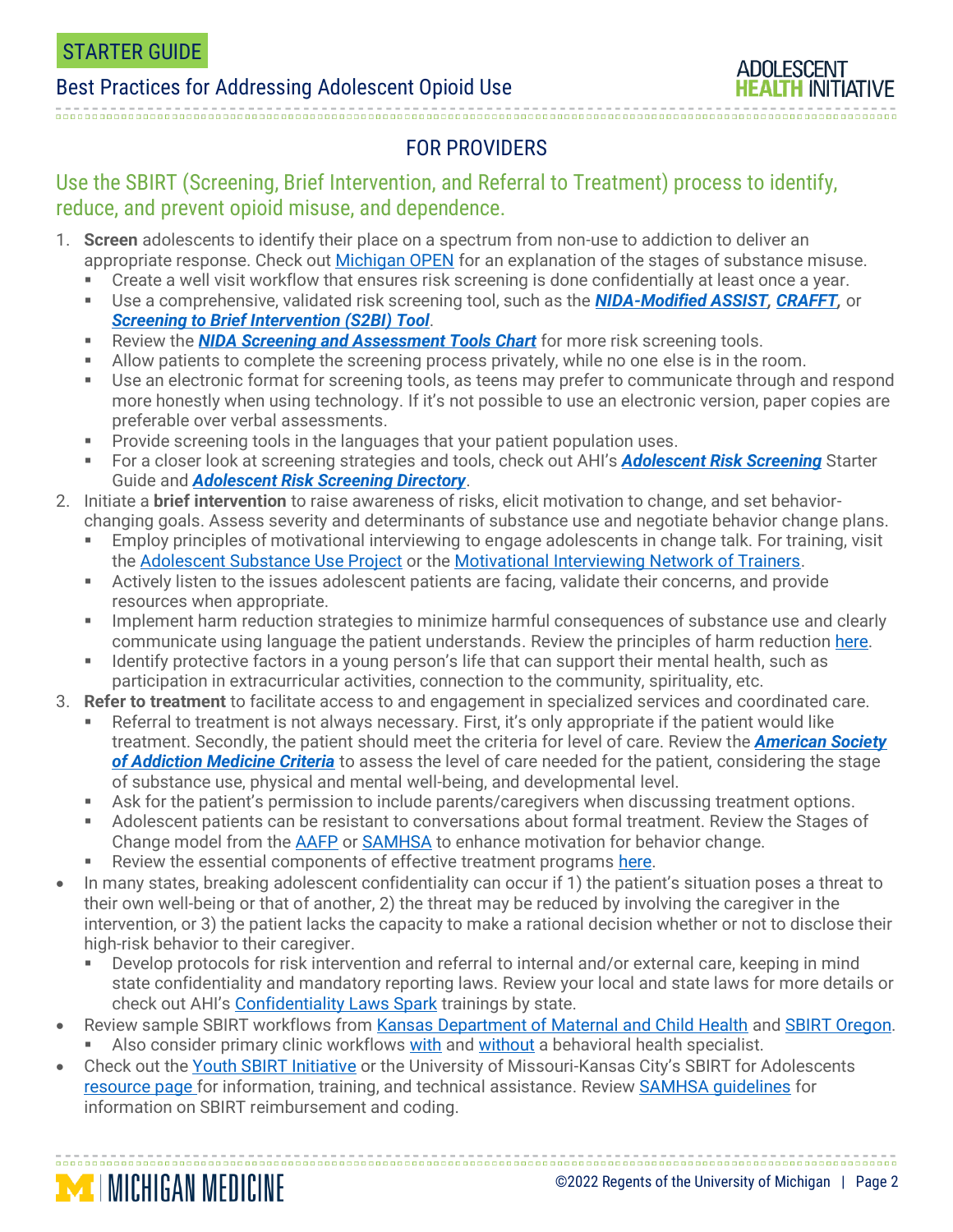## FOR PROVIDERS

### Use the SBIRT (Screening, Brief Intervention, and Referral to Treatment) process to identify, reduce, and prevent opioid misuse, and dependence.

1. **Screen** adolescents to identify their place on a spectrum from non-use to addiction to deliver an appropriate response. Check out Michigan OPEN for an explanation of the stages of substance misuse.
   - Create a well visit workflow that ensures risk screening is done confidentially at least once a year.
   - Use a comprehensive, validated risk screening tool, such as the ***NIDA-Modified ASSIST***, ***CRAFFT***, or ***Screening to Brief Intervention (S2BI) Tool***.
   - Review the ***NIDA Screening and Assessment Tools Chart*** for more risk screening tools.
   - Allow patients to complete the screening process privately, while no one else is in the room.
   - Use an electronic format for screening tools, as teens may prefer to communicate through and respond more honestly when using technology. If it's not possible to use an electronic version, paper copies are preferable over verbal assessments.
   - Provide screening tools in the languages that your patient population uses.
   - For a closer look at screening strategies and tools, check out AHI's ***Adolescent Risk Screening*** Starter Guide and ***Adolescent Risk Screening Directory***.
2. Initiate a **brief intervention** to raise awareness of risks, elicit motivation to change, and set behavior-changing goals. Assess severity and determinants of substance use and negotiate behavior change plans.
   - Employ principles of motivational interviewing to engage adolescents in change talk. For training, visit the Adolescent Substance Use Project or the Motivational Interviewing Network of Trainers.
   - Actively listen to the issues adolescent patients are facing, validate their concerns, and provide resources when appropriate.
   - Implement harm reduction strategies to minimize harmful consequences of substance use and clearly communicate using language the patient understands. Review the principles of harm reduction here.
   - Identify protective factors in a young person's life that can support their mental health, such as participation in extracurricular activities, connection to the community, spirituality, etc.
3. **Refer to treatment** to facilitate access to and engagement in specialized services and coordinated care.
   - Referral to treatment is not always necessary. First, it's only appropriate if the patient would like treatment. Secondly, the patient should meet the criteria for level of care. Review the ***American Society of Addiction Medicine Criteria*** to assess the level of care needed for the patient, considering the stage of substance use, physical and mental well-being, and developmental level.
   - Ask for the patient's permission to include parents/caregivers when discussing treatment options.
   - Adolescent patients can be resistant to conversations about formal treatment. Review the Stages of Change model from the AAFP or SAMHSA to enhance motivation for behavior change.
   - Review the essential components of effective treatment programs here.

- In many states, breaking adolescent confidentiality can occur if 1) the patient's situation poses a threat to their own well-being or that of another, 2) the threat may be reduced by involving the caregiver in the intervention, or 3) the patient lacks the capacity to make a rational decision whether or not to disclose their high-risk behavior to their caregiver.
  - Develop protocols for risk intervention and referral to internal and/or external care, keeping in mind state confidentiality and mandatory reporting laws. Review your local and state laws for more details or check out AHI's Confidentiality Laws Spark trainings by state.
- Review sample SBIRT workflows from Kansas Department of Maternal and Child Health and SBIRT Oregon.
  - Also consider primary clinic workflows with and without a behavioral health specialist.
- Check out the Youth SBIRT Initiative or the University of Missouri-Kansas City's SBIRT for Adolescents resource page for information, training, and technical assistance. Review SAMHSA guidelines for information on SBIRT reimbursement and coding.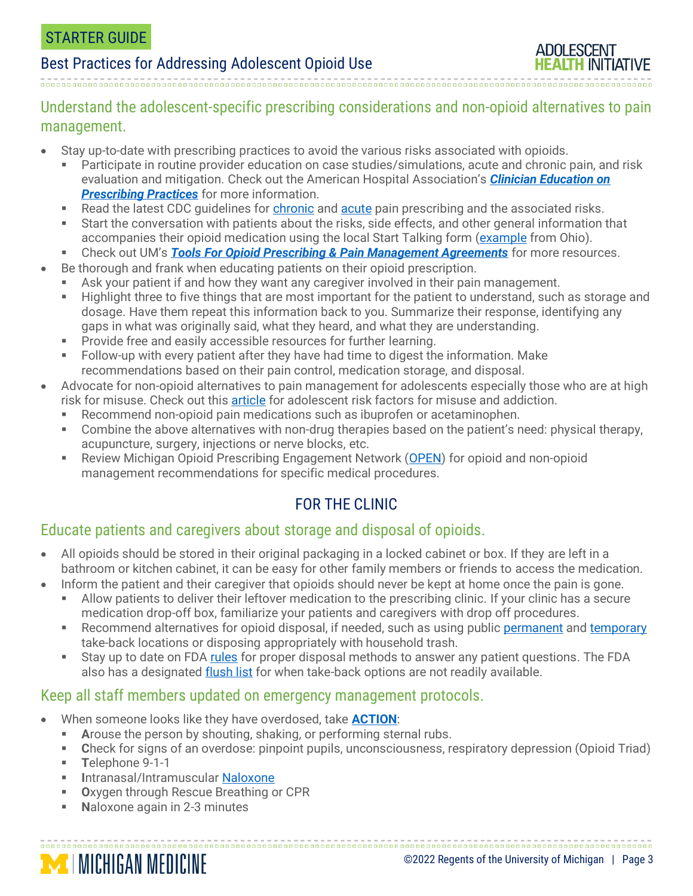## Understand the adolescent-specific prescribing considerations and non-opioid alternatives to pain management.

- Stay up-to-date with prescribing practices to avoid the various risks associated with opioids.
  - Participate in routine provider education on case studies/simulations, acute and chronic pain, and risk evaluation and mitigation. Check out the American Hospital Association's ***Clinician Education on Prescribing Practices*** for more information.
  - Read the latest CDC guidelines for chronic and acute pain prescribing and the associated risks.
  - Start the conversation with patients about the risks, side effects, and other general information that accompanies their opioid medication using the local Start Talking form (example from Ohio).
  - Check out UM's ***Tools For Opioid Prescribing & Pain Management Agreements*** for more resources.
- Be thorough and frank when educating patients on their opioid prescription.
  - Ask your patient if and how they want any caregiver involved in their pain management.
  - Highlight three to five things that are most important for the patient to understand, such as storage and dosage. Have them repeat this information back to you. Summarize their response, identifying any gaps in what was originally said, what they heard, and what they are understanding.
  - Provide free and easily accessible resources for further learning.
  - Follow-up with every patient after they have had time to digest the information. Make recommendations based on their pain control, medication storage, and disposal.
- Advocate for non-opioid alternatives to pain management for adolescents especially those who are at high risk for misuse. Check out this article for adolescent risk factors for misuse and addiction.
  - Recommend non-opioid pain medications such as ibuprofen or acetaminophen.
  - Combine the above alternatives with non-drug therapies based on the patient's need: physical therapy, acupuncture, surgery, injections or nerve blocks, etc.
  - Review Michigan Opioid Prescribing Engagement Network (OPEN) for opioid and non-opioid management recommendations for specific medical procedures.

# FOR THE CLINIC

## Educate patients and caregivers about storage and disposal of opioids.

- All opioids should be stored in their original packaging in a locked cabinet or box. If they are left in a bathroom or kitchen cabinet, it can be easy for other family members or friends to access the medication.
- Inform the patient and their caregiver that opioids should never be kept at home once the pain is gone.
  - Allow patients to deliver their leftover medication to the prescribing clinic. If your clinic has a secure medication drop-off box, familiarize your patients and caregivers with drop off procedures.
  - Recommend alternatives for opioid disposal, if needed, such as using public permanent and temporary take-back locations or disposing appropriately with household trash.
  - Stay up to date on FDA rules for proper disposal methods to answer any patient questions. The FDA also has a designated flush list for when take-back options are not readily available.

## Keep all staff members updated on emergency management protocols.

- When someone looks like they have overdosed, take **ACTION**:
  - **A**rouse the person by shouting, shaking, or performing sternal rubs.
  - **C**heck for signs of an overdose: pinpoint pupils, unconsciousness, respiratory depression (Opioid Triad)
  - **T**elephone 9-1-1
  - **I**ntranasal/Intramuscular Naloxone
  - **O**xygen through Rescue Breathing or CPR
  - **N**aloxone again in 2-3 minutes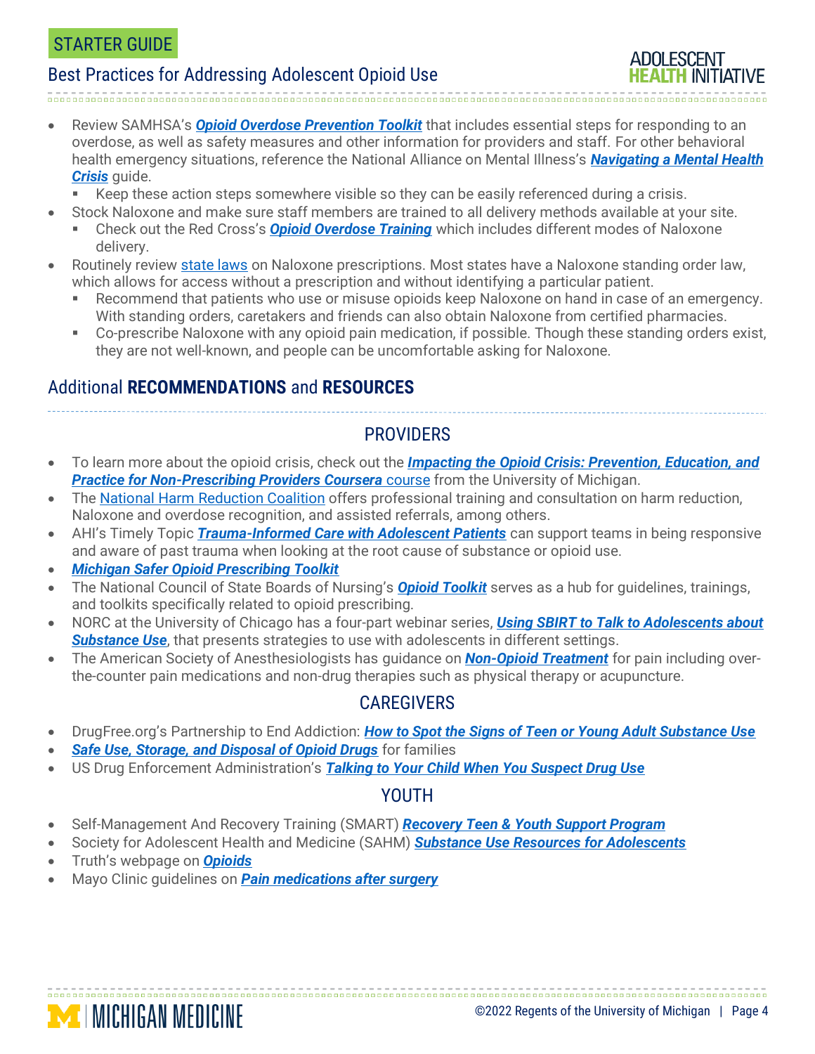- Review SAMHSA's ***Opioid Overdose Prevention Toolkit*** that includes essential steps for responding to an overdose, as well as safety measures and other information for providers and staff. For other behavioral health emergency situations, reference the National Alliance on Mental Illness's ***Navigating a Mental Health Crisis*** guide.
  - Keep these action steps somewhere visible so they can be easily referenced during a crisis.
- Stock Naloxone and make sure staff members are trained to all delivery methods available at your site.
  - Check out the Red Cross's ***Opioid Overdose Training*** which includes different modes of Naloxone delivery.
- Routinely review state laws on Naloxone prescriptions. Most states have a Naloxone standing order law, which allows for access without a prescription and without identifying a particular patient.
  - Recommend that patients who use or misuse opioids keep Naloxone on hand in case of an emergency. With standing orders, caretakers and friends can also obtain Naloxone from certified pharmacies.
  - Co-prescribe Naloxone with any opioid pain medication, if possible. Though these standing orders exist, they are not well-known, and people can be uncomfortable asking for Naloxone.

## Additional **RECOMMENDATIONS** and **RESOURCES**

### PROVIDERS

- To learn more about the opioid crisis, check out the ***Impacting the Opioid Crisis: Prevention, Education, and Practice for Non-Prescribing Providers Coursera*** course from the University of Michigan.
- The National Harm Reduction Coalition offers professional training and consultation on harm reduction, Naloxone and overdose recognition, and assisted referrals, among others.
- AHI's Timely Topic ***Trauma-Informed Care with Adolescent Patients*** can support teams in being responsive and aware of past trauma when looking at the root cause of substance or opioid use.
- ***Michigan Safer Opioid Prescribing Toolkit***
- The National Council of State Boards of Nursing's ***Opioid Toolkit*** serves as a hub for guidelines, trainings, and toolkits specifically related to opioid prescribing.
- NORC at the University of Chicago has a four-part webinar series, ***Using SBIRT to Talk to Adolescents about Substance Use***, that presents strategies to use with adolescents in different settings.
- The American Society of Anesthesiologists has guidance on ***Non-Opioid Treatment*** for pain including over-the-counter pain medications and non-drug therapies such as physical therapy or acupuncture.

### CAREGIVERS

- DrugFree.org's Partnership to End Addiction: ***How to Spot the Signs of Teen or Young Adult Substance Use***
- ***Safe Use, Storage, and Disposal of Opioid Drugs*** for families
- US Drug Enforcement Administration's ***Talking to Your Child When You Suspect Drug Use***

### YOUTH

- Self-Management And Recovery Training (SMART) ***Recovery Teen & Youth Support Program***
- Society for Adolescent Health and Medicine (SAHM) ***Substance Use Resources for Adolescents***
- Truth's webpage on ***Opioids***
- Mayo Clinic guidelines on ***Pain medications after surgery***

©2022 Regents of the University of Michigan